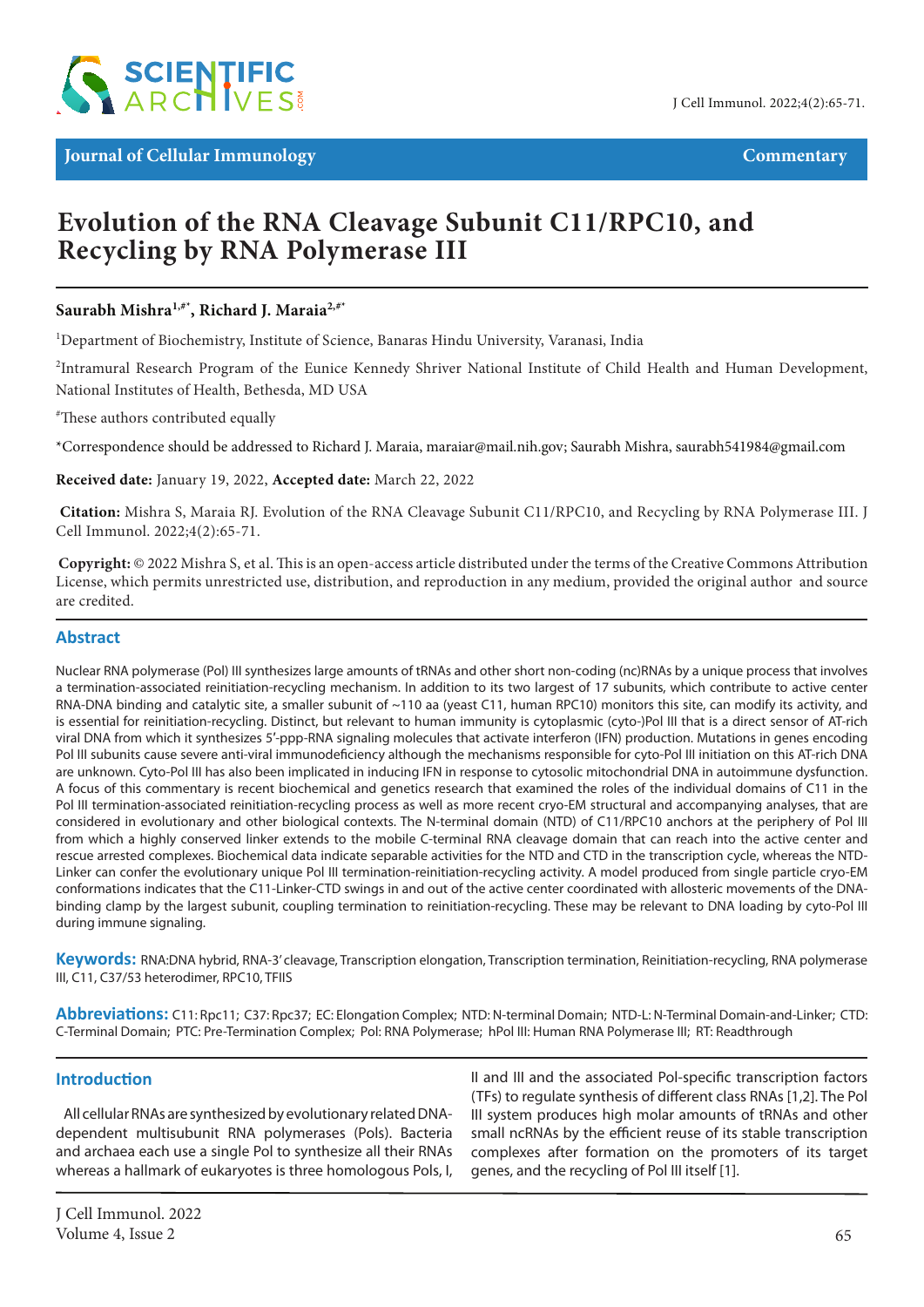Journal of Cellular Immunology — Commentary

# Evolution of the RNA Cleavage Subunit C11/RPC10, and Recycling by RNA Polymerase III

**Saurabh Mishra[1,#*], Richard J. Maraia[2,#*]**

[1]Department of Biochemistry, Institute of Science, Banaras Hindu University, Varanasi, India

[2]Intramural Research Program of the Eunice Kennedy Shriver National Institute of Child Health and Human Development, National Institutes of Health, Bethesda, MD USA

[#]These authors contributed equally

*Correspondence should be addressed to Richard J. Maraia, maraiar@mail.nih.gov; Saurabh Mishra, saurabh541984@gmail.com

**Received date:** January 19, 2022, **Accepted date:** March 22, 2022

**Citation:** Mishra S, Maraia RJ. Evolution of the RNA Cleavage Subunit C11/RPC10, and Recycling by RNA Polymerase III. J Cell Immunol. 2022;4(2):65-71.

**Copyright:** © 2022 Mishra S, et al. This is an open-access article distributed under the terms of the Creative Commons Attribution License, which permits unrestricted use, distribution, and reproduction in any medium, provided the original author and source are credited.

## Abstract

Nuclear RNA polymerase (Pol) III synthesizes large amounts of tRNAs and other short non-coding (nc)RNAs by a unique process that involves a termination-associated reinitiation-recycling mechanism. In addition to its two largest of 17 subunits, which contribute to active center RNA-DNA binding and catalytic site, a smaller subunit of ~110 aa (yeast C11, human RPC10) monitors this site, can modify its activity, and is essential for reinitiation-recycling. Distinct, but relevant to human immunity is cytoplasmic (cyto-)Pol III that is a direct sensor of AT-rich viral DNA from which it synthesizes 5'-ppp-RNA signaling molecules that activate interferon (IFN) production. Mutations in genes encoding Pol III subunits cause severe anti-viral immunodeficiency although the mechanisms responsible for cyto-Pol III initiation on this AT-rich DNA are unknown. Cyto-Pol III has also been implicated in inducing IFN in response to cytosolic mitochondrial DNA in autoimmune dysfunction. A focus of this commentary is recent biochemical and genetics research that examined the roles of the individual domains of C11 in the Pol III termination-associated reinitiation-recycling process as well as more recent cryo-EM structural and accompanying analyses, that are considered in evolutionary and other biological contexts. The N-terminal domain (NTD) of C11/RPC10 anchors at the periphery of Pol III from which a highly conserved linker extends to the mobile C-terminal RNA cleavage domain that can reach into the active center and rescue arrested complexes. Biochemical data indicate separable activities for the NTD and CTD in the transcription cycle, whereas the NTD-Linker can confer the evolutionary unique Pol III termination-reinitiation-recycling activity. A model produced from single particle cryo-EM conformations indicates that the C11-Linker-CTD swings in and out of the active center coordinated with allosteric movements of the DNA-binding clamp by the largest subunit, coupling termination to reinitiation-recycling. These may be relevant to DNA loading by cyto-Pol III during immune signaling.

**Keywords:** RNA:DNA hybrid, RNA-3' cleavage, Transcription elongation, Transcription termination, Reinitiation-recycling, RNA polymerase III, C11, C37/53 heterodimer, RPC10, TFIIS

**Abbreviations:** C11: Rpc11; C37: Rpc37; EC: Elongation Complex; NTD: N-terminal Domain; NTD-L: N-Terminal Domain-and-Linker; CTD: C-Terminal Domain; PTC: Pre-Termination Complex; Pol: RNA Polymerase; hPol III: Human RNA Polymerase III; RT: Readthrough

## Introduction

All cellular RNAs are synthesized by evolutionary related DNA-dependent multisubunit RNA polymerases (Pols). Bacteria and archaea each use a single Pol to synthesize all their RNAs whereas a hallmark of eukaryotes is three homologous Pols, I, II and III and the associated Pol-specific transcription factors (TFs) to regulate synthesis of different class RNAs [1,2]. The Pol III system produces high molar amounts of tRNAs and other small ncRNAs by the efficient reuse of its stable transcription complexes after formation on the promoters of its target genes, and the recycling of Pol III itself [1].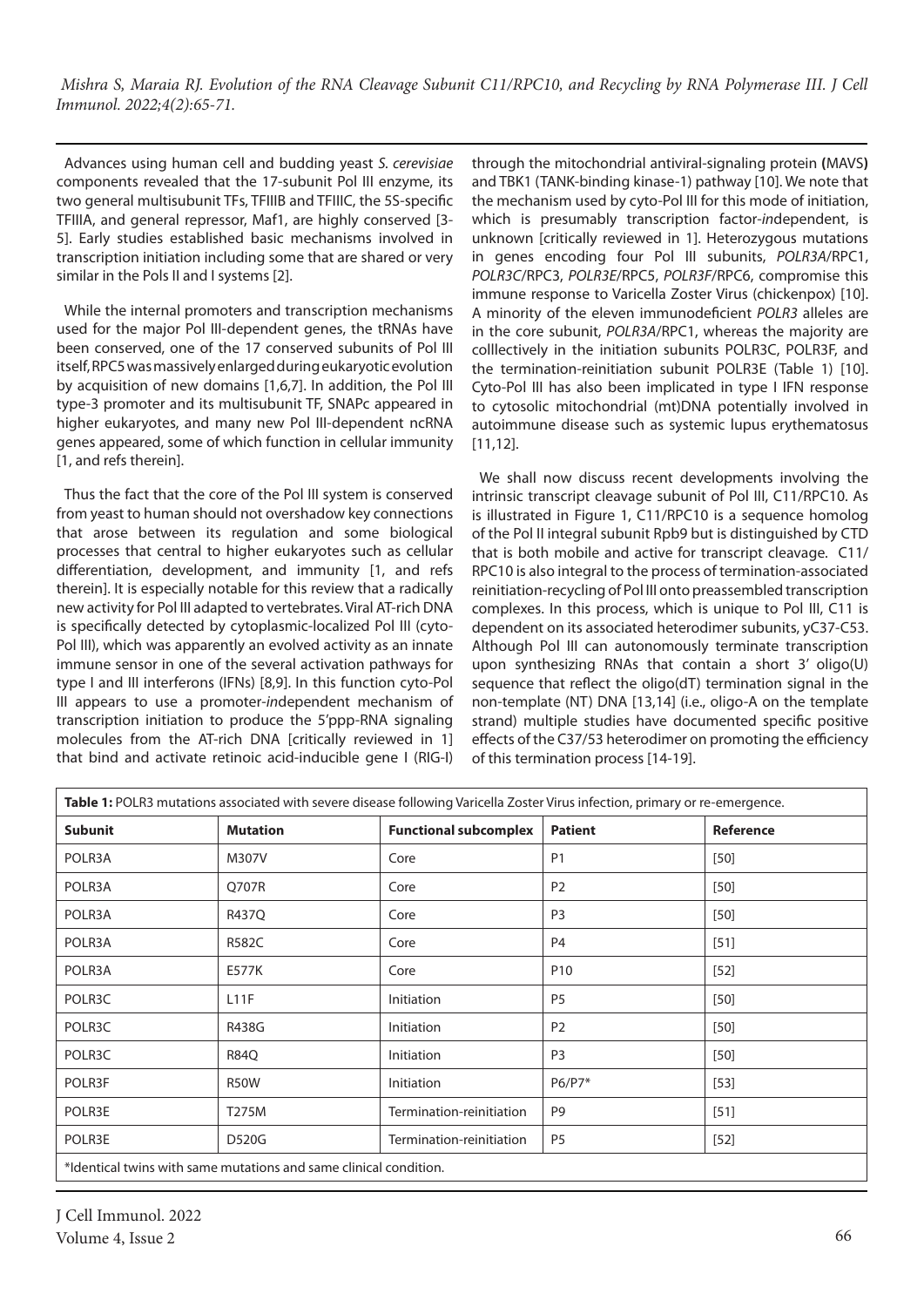Advances using human cell and budding yeast *S. cerevisiae* components revealed that the 17-subunit Pol III enzyme, its two general multisubunit TFs, TFIIIB and TFIIIC, the 5S-specific TFIIIA, and general repressor, Maf1, are highly conserved [3-5]. Early studies established basic mechanisms involved in transcription initiation including some that are shared or very similar in the Pols II and I systems [2].

While the internal promoters and transcription mechanisms used for the major Pol III-dependent genes, the tRNAs have been conserved, one of the 17 conserved subunits of Pol III itself, RPC5 was massively enlarged during eukaryotic evolution by acquisition of new domains [1,6,7]. In addition, the Pol III type-3 promoter and its multisubunit TF, SNAPc appeared in higher eukaryotes, and many new Pol III-dependent ncRNA genes appeared, some of which function in cellular immunity [1, and refs therein].

Thus the fact that the core of the Pol III system is conserved from yeast to human should not overshadow key connections that arose between its regulation and some biological processes that central to higher eukaryotes such as cellular differentiation, development, and immunity [1, and refs therein]. It is especially notable for this review that a radically new activity for Pol III adapted to vertebrates. Viral AT-rich DNA is specifically detected by cytoplasmic-localized Pol III (cyto-Pol III), which was apparently an evolved activity as an innate immune sensor in one of the several activation pathways for type I and III interferons (IFNs) [8,9]. In this function cyto-Pol III appears to use a promoter-*in*dependent mechanism of transcription initiation to produce the 5'ppp-RNA signaling molecules from the AT-rich DNA [critically reviewed in 1] that bind and activate retinoic acid-inducible gene I (RIG-I) through the mitochondrial antiviral-signaling protein **(**MAVS**)** and TBK1 (TANK-binding kinase-1) pathway [10]. We note that the mechanism used by cyto-Pol III for this mode of initiation, which is presumably transcription factor-*in*dependent, is unknown [critically reviewed in 1]. Heterozygous mutations in genes encoding four Pol III subunits, *POLR3A*/RPC1, *POLR3C*/RPC3, *POLR3E*/RPC5, *POLR3F*/RPC6, compromise this immune response to Varicella Zoster Virus (chickenpox) [10]. A minority of the eleven immunodeficient *POLR3* alleles are in the core subunit, *POLR3A*/RPC1, whereas the majority are colllectively in the initiation subunits POLR3C, POLR3F, and the termination-reinitiation subunit POLR3E (Table 1) [10]. Cyto-Pol III has also been implicated in type I IFN response to cytosolic mitochondrial (mt)DNA potentially involved in autoimmune disease such as systemic lupus erythematosus [11,12].

We shall now discuss recent developments involving the intrinsic transcript cleavage subunit of Pol III, C11/RPC10. As is illustrated in Figure 1, C11/RPC10 is a sequence homolog of the Pol II integral subunit Rpb9 but is distinguished by CTD that is both mobile and active for transcript cleavage. C11/RPC10 is also integral to the process of termination-associated reinitiation-recycling of Pol III onto preassembled transcription complexes. In this process, which is unique to Pol III, C11 is dependent on its associated heterodimer subunits, yC37-C53. Although Pol III can autonomously terminate transcription upon synthesizing RNAs that contain a short 3' oligo(U) sequence that reflect the oligo(dT) termination signal in the non-template (NT) DNA [13,14] (i.e., oligo-A on the template strand) multiple studies have documented specific positive effects of the C37/53 heterodimer on promoting the efficiency of this termination process [14-19].

**Table 1:** POLR3 mutations associated with severe disease following Varicella Zoster Virus infection, primary or re-emergence.

| Subunit | Mutation | Functional subcomplex | Patient | Reference |
|---|---|---|---|---|
| POLR3A | M307V | Core | P1 | [50] |
| POLR3A | Q707R | Core | P2 | [50] |
| POLR3A | R437Q | Core | P3 | [50] |
| POLR3A | R582C | Core | P4 | [51] |
| POLR3A | E577K | Core | P10 | [52] |
| POLR3C | L11F | Initiation | P5 | [50] |
| POLR3C | R438G | Initiation | P2 | [50] |
| POLR3C | R84Q | Initiation | P3 | [50] |
| POLR3F | R50W | Initiation | P6/P7* | [53] |
| POLR3E | T275M | Termination-reinitiation | P9 | [51] |
| POLR3E | D520G | Termination-reinitiation | P5 | [52] |

*Identical twins with same mutations and same clinical condition.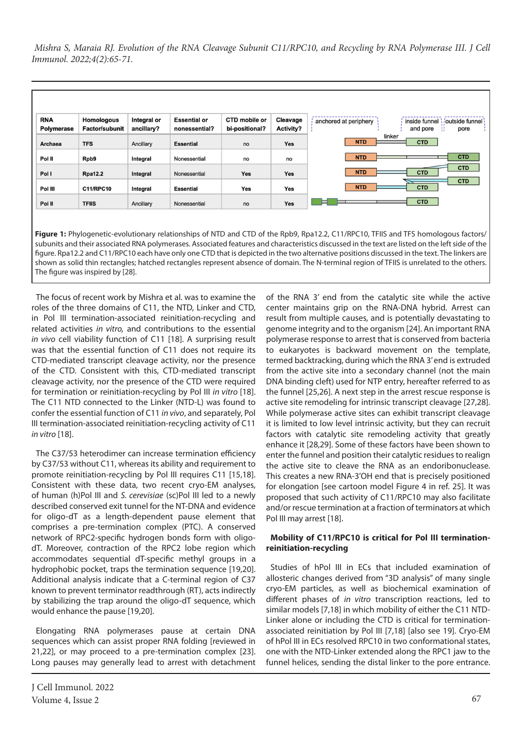| RNA Polymerase | Homologous Factor/subunit | Integral or ancillary? | Essential or nonessential? | CTD mobile or bi-positional? | Cleavage Activity? |
|---|---|---|---|---|---|
| Archaea | TFS | Ancillary | Essential | no | Yes |
| Pol II | Rpb9 | Integral | Nonessential | no | no |
| Pol I | Rpa12.2 | Integral | Nonessential | Yes | Yes |
| Pol III | C11/RPC10 | Integral | Essential | Yes | Yes |
| Pol II | TFIIS | Ancillary | Nonessential | no | Yes |

**Figure 1:** Phylogenetic-evolutionary relationships of NTD and CTD of the Rpb9, Rpa12.2, C11/RPC10, TFIIS and TFS homologous factors/subunits and their associated RNA polymerases. Associated features and characteristics discussed in the text are listed on the left side of the figure. Rpa12.2 and C11/RPC10 each have only one CTD that is depicted in the two alternative positions discussed in the text. The linkers are shown as solid thin rectangles; hatched rectangles represent absence of domain. The N-terminal region of TFIIS is unrelated to the others. The figure was inspired by [28].

The focus of recent work by Mishra et al. was to examine the roles of the three domains of C11, the NTD, Linker and CTD, in Pol III termination-associated reinitiation-recycling and related activities *in vitro,* and contributions to the essential *in vivo* cell viability function of C11 [18]. A surprising result was that the essential function of C11 does not require its CTD-mediated transcript cleavage activity, nor the presence of the CTD. Consistent with this, CTD-mediated transcript cleavage activity, nor the presence of the CTD were required for termination or reinitiation-recycling by Pol III *in vitro* [18]. The C11 NTD connected to the Linker (NTD-L) was found to confer the essential function of C11 *in vivo*, and separately, Pol III termination-associated reinitiation-recycling activity of C11 *in vitro* [18].

The C37/53 heterodimer can increase termination efficiency by C37/53 without C11, whereas its ability and requirement to promote reinitiation-recycling by Pol III requires C11 [15,18]. Consistent with these data, two recent cryo-EM analyses, of human (h)Pol III and *S. cerevisiae* (sc)Pol III led to a newly described conserved exit tunnel for the NT-DNA and evidence for oligo-dT as a length-dependent pause element that comprises a pre-termination complex (PTC). A conserved network of RPC2-specific hydrogen bonds form with oligo-dT. Moreover, contraction of the RPC2 lobe region which accommodates sequential dT-specific methyl groups in a hydrophobic pocket, traps the termination sequence [19,20]. Additional analysis indicate that a C-terminal region of C37 known to prevent terminator readthrough (RT), acts indirectly by stabilizing the trap around the oligo-dT sequence, which would enhance the pause [19,20].

Elongating RNA polymerases pause at certain DNA sequences which can assist proper RNA folding [reviewed in 21,22], or may proceed to a pre-termination complex [23]. Long pauses may generally lead to arrest with detachment of the RNA 3' end from the catalytic site while the active center maintains grip on the RNA-DNA hybrid. Arrest can result from multiple causes, and is potentially devastating to genome integrity and to the organism [24]. An important RNA polymerase response to arrest that is conserved from bacteria to eukaryotes is backward movement on the template, termed backtracking, during which the RNA 3' end is extruded from the active site into a secondary channel (not the main DNA binding cleft) used for NTP entry, hereafter referred to as the funnel [25,26]. A next step in the arrest rescue response is active site remodeling for intrinsic transcript cleavage [27,28]. While polymerase active sites can exhibit transcript cleavage it is limited to low level intrinsic activity, but they can recruit factors with catalytic site remodeling activity that greatly enhance it [28,29]. Some of these factors have been shown to enter the funnel and position their catalytic residues to realign the active site to cleave the RNA as an endoribonuclease. This creates a new RNA-3'OH end that is precisely positioned for elongation [see cartoon model Figure 4 in ref. 25]. It was proposed that such activity of C11/RPC10 may also facilitate and/or rescue termination at a fraction of terminators at which Pol III may arrest [18].

### Mobility of C11/RPC10 is critical for Pol III termination-reinitiation-recycling

Studies of hPol III in ECs that included examination of allosteric changes derived from "3D analysis" of many single cryo-EM particles, as well as biochemical examination of different phases of *in vitro* transcription reactions, led to similar models [7,18] in which mobility of either the C11 NTD-Linker alone or including the CTD is critical for termination-associated reinitiation by Pol III [7,18] [also see 19]. Cryo-EM of hPol III in ECs resolved RPC10 in two conformational states, one with the NTD-Linker extended along the RPC1 jaw to the funnel helices, sending the distal linker to the pore entrance.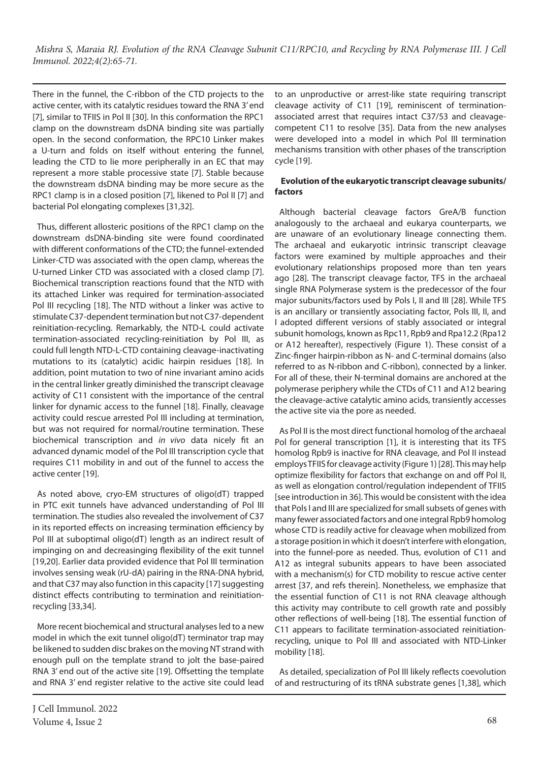There in the funnel, the C-ribbon of the CTD projects to the active center, with its catalytic residues toward the RNA 3′ end [7], similar to TFIIS in Pol II [30]. In this conformation the RPC1 clamp on the downstream dsDNA binding site was partially open. In the second conformation, the RPC10 Linker makes a U-turn and folds on itself without entering the funnel, leading the CTD to lie more peripherally in an EC that may represent a more stable processive state [7]. Stable because the downstream dsDNA binding may be more secure as the RPC1 clamp is in a closed position [7], likened to Pol II [7] and bacterial Pol elongating complexes [31,32].

Thus, different allosteric positions of the RPC1 clamp on the downstream dsDNA-binding site were found coordinated with different conformations of the CTD; the funnel-extended Linker-CTD was associated with the open clamp, whereas the U-turned Linker CTD was associated with a closed clamp [7]. Biochemical transcription reactions found that the NTD with its attached Linker was required for termination-associated Pol III recycling [18]. The NTD without a linker was active to stimulate C37-dependent termination but not C37-dependent reinitiation-recycling. Remarkably, the NTD-L could activate termination-associated recycling-reinitiation by Pol III, as could full length NTD-L-CTD containing cleavage-inactivating mutations to its (catalytic) acidic hairpin residues [18]. In addition, point mutation to two of nine invariant amino acids in the central linker greatly diminished the transcript cleavage activity of C11 consistent with the importance of the central linker for dynamic access to the funnel [18]. Finally, cleavage activity could rescue arrested Pol III including at termination, but was not required for normal/routine termination. These biochemical transcription and *in vivo* data nicely fit an advanced dynamic model of the Pol III transcription cycle that requires C11 mobility in and out of the funnel to access the active center [19].

As noted above, cryo-EM structures of oligo(dT) trapped in PTC exit tunnels have advanced understanding of Pol III termination. The studies also revealed the involvement of C37 in its reported effects on increasing termination efficiency by Pol III at suboptimal oligo(dT) length as an indirect result of impinging on and decreasinging flexibility of the exit tunnel [19,20]. Earlier data provided evidence that Pol III termination involves sensing weak (rU-dA) pairing in the RNA-DNA hybrid, and that C37 may also function in this capacity [17] suggesting distinct effects contributing to termination and reinitiation-recycling [33,34].

More recent biochemical and structural analyses led to a new model in which the exit tunnel oligo(dT) terminator trap may be likened to sudden disc brakes on the moving NT strand with enough pull on the template strand to jolt the base-paired RNA 3′ end out of the active site [19]. Offsetting the template and RNA 3′ end register relative to the active site could lead to an unproductive or arrest-like state requiring transcript cleavage activity of C11 [19], reminiscent of termination-associated arrest that requires intact C37/53 and cleavage-competent C11 to resolve [35]. Data from the new analyses were developed into a model in which Pol III termination mechanisms transition with other phases of the transcription cycle [19].

## Evolution of the eukaryotic transcript cleavage subunits/factors

Although bacterial cleavage factors GreA/B function analogously to the archaeal and eukarya counterparts, we are unaware of an evolutionary lineage connecting them. The archaeal and eukaryotic intrinsic transcript cleavage factors were examined by multiple approaches and their evolutionary relationships proposed more than ten years ago [28]. The transcript cleavage factor, TFS in the archaeal single RNA Polymerase system is the predecessor of the four major subunits/factors used by Pols I, II and III [28]. While TFS is an ancillary or transiently associating factor, Pols III, II, and I adopted different versions of stably associated or integral subunit homologs, known as Rpc11, Rpb9 and Rpa12.2 (Rpa12 or A12 hereafter), respectively (Figure 1). These consist of a Zinc-finger hairpin-ribbon as N- and C-terminal domains (also referred to as N-ribbon and C-ribbon), connected by a linker. For all of these, their N-terminal domains are anchored at the polymerase periphery while the CTDs of C11 and A12 bearing the cleavage-active catalytic amino acids, transiently accesses the active site via the pore as needed.

As Pol II is the most direct functional homolog of the archaeal Pol for general transcription [1], it is interesting that its TFS homolog Rpb9 is inactive for RNA cleavage, and Pol II instead employs TFIIS for cleavage activity (Figure 1) [28]. This may help optimize flexibility for factors that exchange on and off Pol II, as well as elongation control/regulation independent of TFIIS [see introduction in 36]. This would be consistent with the idea that Pols I and III are specialized for small subsets of genes with many fewer associated factors and one integral Rpb9 homolog whose CTD is readily active for cleavage when mobilized from a storage position in which it doesn't interfere with elongation, into the funnel-pore as needed. Thus, evolution of C11 and A12 as integral subunits appears to have been associated with a mechanism(s) for CTD mobility to rescue active center arrest [37, and refs therein]. Nonetheless, we emphasize that the essential function of C11 is not RNA cleavage although this activity may contribute to cell growth rate and possibly other reflections of well-being [18]. The essential function of C11 appears to facilitate termination-associated reinitiation-recycling, unique to Pol III and associated with NTD-Linker mobility [18].

As detailed, specialization of Pol III likely reflects coevolution of and restructuring of its tRNA substrate genes [1,38], which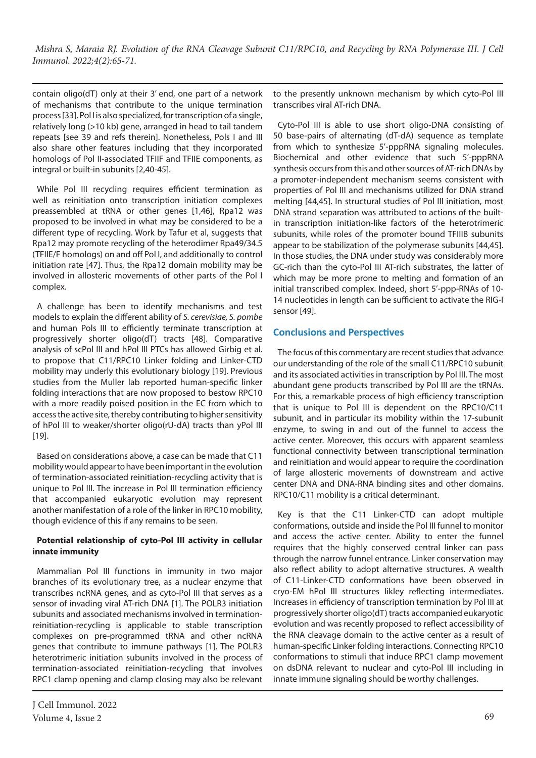contain oligo(dT) only at their 3' end, one part of a network of mechanisms that contribute to the unique termination process [33]. Pol I is also specialized, for transcription of a single, relatively long (>10 kb) gene, arranged in head to tail tandem repeats [see 39 and refs therein]. Nonetheless, Pols I and III also share other features including that they incorporated homologs of Pol II-associated TFIIF and TFIIE components, as integral or built-in subunits [2,40-45].

While Pol III recycling requires efficient termination as well as reinitiation onto transcription initiation complexes preassembled at tRNA or other genes [1,46], Rpa12 was proposed to be involved in what may be considered to be a different type of recycling. Work by Tafur et al, suggests that Rpa12 may promote recycling of the heterodimer Rpa49/34.5 (TFIIE/F homologs) on and off Pol I, and additionally to control initiation rate [47]. Thus, the Rpa12 domain mobility may be involved in allosteric movements of other parts of the Pol I complex.

A challenge has been to identify mechanisms and test models to explain the different ability of *S. cerevisiae, S. pombe* and human Pols III to efficiently terminate transcription at progressively shorter oligo(dT) tracts [48]. Comparative analysis of scPol III and hPol III PTCs has allowed Girbig et al. to propose that C11/RPC10 Linker folding and Linker-CTD mobility may underly this evolutionary biology [19]. Previous studies from the Muller lab reported human-specific linker folding interactions that are now proposed to bestow RPC10 with a more readily poised position in the EC from which to access the active site, thereby contributing to higher sensitivity of hPol III to weaker/shorter oligo(rU-dA) tracts than yPol III [19].

Based on considerations above, a case can be made that C11 mobility would appear to have been important in the evolution of termination-associated reinitiation-recycling activity that is unique to Pol III. The increase in Pol III termination efficiency that accompanied eukaryotic evolution may represent another manifestation of a role of the linker in RPC10 mobility, though evidence of this if any remains to be seen.

#### Potential relationship of cyto-Pol III activity in cellular innate immunity

Mammalian Pol III functions in immunity in two major branches of its evolutionary tree, as a nuclear enzyme that transcribes ncRNA genes, and as cyto-Pol III that serves as a sensor of invading viral AT-rich DNA [1]. The POLR3 initiation subunits and associated mechanisms involved in termination-reinitiation-recycling is applicable to stable transcription complexes on pre-programmed tRNA and other ncRNA genes that contribute to immune pathways [1]. The POLR3 heterotrimeric initiation subunits involved in the process of termination-associated reinitiation-recycling that involves RPC1 clamp opening and clamp closing may also be relevant to the presently unknown mechanism by which cyto-Pol III transcribes viral AT-rich DNA.

Cyto-Pol III is able to use short oligo-DNA consisting of 50 base-pairs of alternating (dT-dA) sequence as template from which to synthesize 5'-pppRNA signaling molecules. Biochemical and other evidence that such 5'-pppRNA synthesis occurs from this and other sources of AT-rich DNAs by a promoter-independent mechanism seems consistent with properties of Pol III and mechanisms utilized for DNA strand melting [44,45]. In structural studies of Pol III initiation, most DNA strand separation was attributed to actions of the built-in transcription initiation-like factors of the heterotrimeric subunits, while roles of the promoter bound TFIIIB subunits appear to be stabilization of the polymerase subunits [44,45]. In those studies, the DNA under study was considerably more GC-rich than the cyto-Pol III AT-rich substrates, the latter of which may be more prone to melting and formation of an initial transcribed complex. Indeed, short 5'-ppp-RNAs of 10-14 nucleotides in length can be sufficient to activate the RIG-I sensor [49].

## Conclusions and Perspectives

The focus of this commentary are recent studies that advance our understanding of the role of the small C11/RPC10 subunit and its associated activities in transcription by Pol III. The most abundant gene products transcribed by Pol III are the tRNAs. For this, a remarkable process of high efficiency transcription that is unique to Pol III is dependent on the RPC10/C11 subunit, and in particular its mobility within the 17-subunit enzyme, to swing in and out of the funnel to access the active center. Moreover, this occurs with apparent seamless functional connectivity between transcriptional termination and reinitiation and would appear to require the coordination of large allosteric movements of downstream and active center DNA and DNA-RNA binding sites and other domains. RPC10/C11 mobility is a critical determinant.

Key is that the C11 Linker-CTD can adopt multiple conformations, outside and inside the Pol III funnel to monitor and access the active center. Ability to enter the funnel requires that the highly conserved central linker can pass through the narrow funnel entrance. Linker conservation may also reflect ability to adopt alternative structures. A wealth of C11-Linker-CTD conformations have been observed in cryo-EM hPol III structures likley reflecting intermediates. Increases in efficiency of transcription termination by Pol III at progressively shorter oligo(dT) tracts accompanied eukaryotic evolution and was recently proposed to reflect accessibility of the RNA cleavage domain to the active center as a result of human-specific Linker folding interactions. Connecting RPC10 conformations to stimuli that induce RPC1 clamp movement on dsDNA relevant to nuclear and cyto-Pol III including in innate immune signaling should be worthy challenges.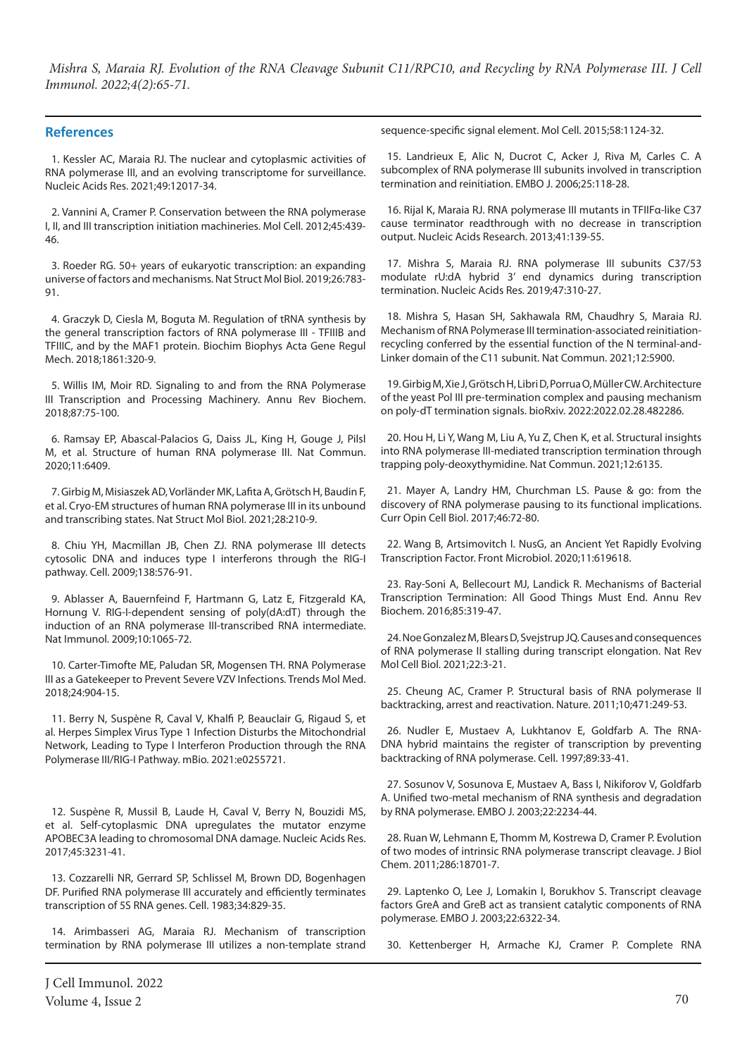## References

1. Kessler AC, Maraia RJ. The nuclear and cytoplasmic activities of RNA polymerase III, and an evolving transcriptome for surveillance. Nucleic Acids Res. 2021;49:12017-34.

2. Vannini A, Cramer P. Conservation between the RNA polymerase I, II, and III transcription initiation machineries. Mol Cell. 2012;45:439-46.

3. Roeder RG. 50+ years of eukaryotic transcription: an expanding universe of factors and mechanisms. Nat Struct Mol Biol. 2019;26:783-91.

4. Graczyk D, Ciesla M, Boguta M. Regulation of tRNA synthesis by the general transcription factors of RNA polymerase III - TFIIIB and TFIIIC, and by the MAF1 protein. Biochim Biophys Acta Gene Regul Mech. 2018;1861:320-9.

5. Willis IM, Moir RD. Signaling to and from the RNA Polymerase III Transcription and Processing Machinery. Annu Rev Biochem. 2018;87:75-100.

6. Ramsay EP, Abascal-Palacios G, Daiss JL, King H, Gouge J, Pilsl M, et al. Structure of human RNA polymerase III. Nat Commun. 2020;11:6409.

7. Girbig M, Misiaszek AD, Vorländer MK, Lafita A, Grötsch H, Baudin F, et al. Cryo-EM structures of human RNA polymerase III in its unbound and transcribing states. Nat Struct Mol Biol. 2021;28:210-9.

8. Chiu YH, Macmillan JB, Chen ZJ. RNA polymerase III detects cytosolic DNA and induces type I interferons through the RIG-I pathway. Cell. 2009;138:576-91.

9. Ablasser A, Bauernfeind F, Hartmann G, Latz E, Fitzgerald KA, Hornung V. RIG-I-dependent sensing of poly(dA:dT) through the induction of an RNA polymerase III-transcribed RNA intermediate. Nat Immunol. 2009;10:1065-72.

10. Carter-Timofte ME, Paludan SR, Mogensen TH. RNA Polymerase III as a Gatekeeper to Prevent Severe VZV Infections. Trends Mol Med. 2018;24:904-15.

11. Berry N, Suspène R, Caval V, Khalfi P, Beauclair G, Rigaud S, et al. Herpes Simplex Virus Type 1 Infection Disturbs the Mitochondrial Network, Leading to Type I Interferon Production through the RNA Polymerase III/RIG-I Pathway. mBio. 2021:e0255721.

12. Suspène R, Mussil B, Laude H, Caval V, Berry N, Bouzidi MS, et al. Self-cytoplasmic DNA upregulates the mutator enzyme APOBEC3A leading to chromosomal DNA damage. Nucleic Acids Res. 2017;45:3231-41.

13. Cozzarelli NR, Gerrard SP, Schlissel M, Brown DD, Bogenhagen DF. Purified RNA polymerase III accurately and efficiently terminates transcription of 5S RNA genes. Cell. 1983;34:829-35.

14. Arimbasseri AG, Maraia RJ. Mechanism of transcription termination by RNA polymerase III utilizes a non-template strand sequence-specific signal element. Mol Cell. 2015;58:1124-32.

15. Landrieux E, Alic N, Ducrot C, Acker J, Riva M, Carles C. A subcomplex of RNA polymerase III subunits involved in transcription termination and reinitiation. EMBO J. 2006;25:118-28.

16. Rijal K, Maraia RJ. RNA polymerase III mutants in TFIIFα-like C37 cause terminator readthrough with no decrease in transcription output. Nucleic Acids Research. 2013;41:139-55.

17. Mishra S, Maraia RJ. RNA polymerase III subunits C37/53 modulate rU:dA hybrid 3' end dynamics during transcription termination. Nucleic Acids Res. 2019;47:310-27.

18. Mishra S, Hasan SH, Sakhawala RM, Chaudhry S, Maraia RJ. Mechanism of RNA Polymerase III termination-associated reinitiation-recycling conferred by the essential function of the N terminal-and-Linker domain of the C11 subunit. Nat Commun. 2021;12:5900.

19. Girbig M, Xie J, Grötsch H, Libri D, Porrua O, Müller CW. Architecture of the yeast Pol III pre-termination complex and pausing mechanism on poly-dT termination signals. bioRxiv. 2022:2022.02.28.482286.

20. Hou H, Li Y, Wang M, Liu A, Yu Z, Chen K, et al. Structural insights into RNA polymerase III-mediated transcription termination through trapping poly-deoxythymidine. Nat Commun. 2021;12:6135.

21. Mayer A, Landry HM, Churchman LS. Pause & go: from the discovery of RNA polymerase pausing to its functional implications. Curr Opin Cell Biol. 2017;46:72-80.

22. Wang B, Artsimovitch I. NusG, an Ancient Yet Rapidly Evolving Transcription Factor. Front Microbiol. 2020;11:619618.

23. Ray-Soni A, Bellecourt MJ, Landick R. Mechanisms of Bacterial Transcription Termination: All Good Things Must End. Annu Rev Biochem. 2016;85:319-47.

24. Noe Gonzalez M, Blears D, Svejstrup JQ. Causes and consequences of RNA polymerase II stalling during transcript elongation. Nat Rev Mol Cell Biol. 2021;22:3-21.

25. Cheung AC, Cramer P. Structural basis of RNA polymerase II backtracking, arrest and reactivation. Nature. 2011;10;471:249-53.

26. Nudler E, Mustaev A, Lukhtanov E, Goldfarb A. The RNA-DNA hybrid maintains the register of transcription by preventing backtracking of RNA polymerase. Cell. 1997;89:33-41.

27. Sosunov V, Sosunova E, Mustaev A, Bass I, Nikiforov V, Goldfarb A. Unified two-metal mechanism of RNA synthesis and degradation by RNA polymerase. EMBO J. 2003;22:2234-44.

28. Ruan W, Lehmann E, Thomm M, Kostrewa D, Cramer P. Evolution of two modes of intrinsic RNA polymerase transcript cleavage. J Biol Chem. 2011;286:18701-7.

29. Laptenko O, Lee J, Lomakin I, Borukhov S. Transcript cleavage factors GreA and GreB act as transient catalytic components of RNA polymerase. EMBO J. 2003;22:6322-34.

30. Kettenberger H, Armache KJ, Cramer P. Complete RNA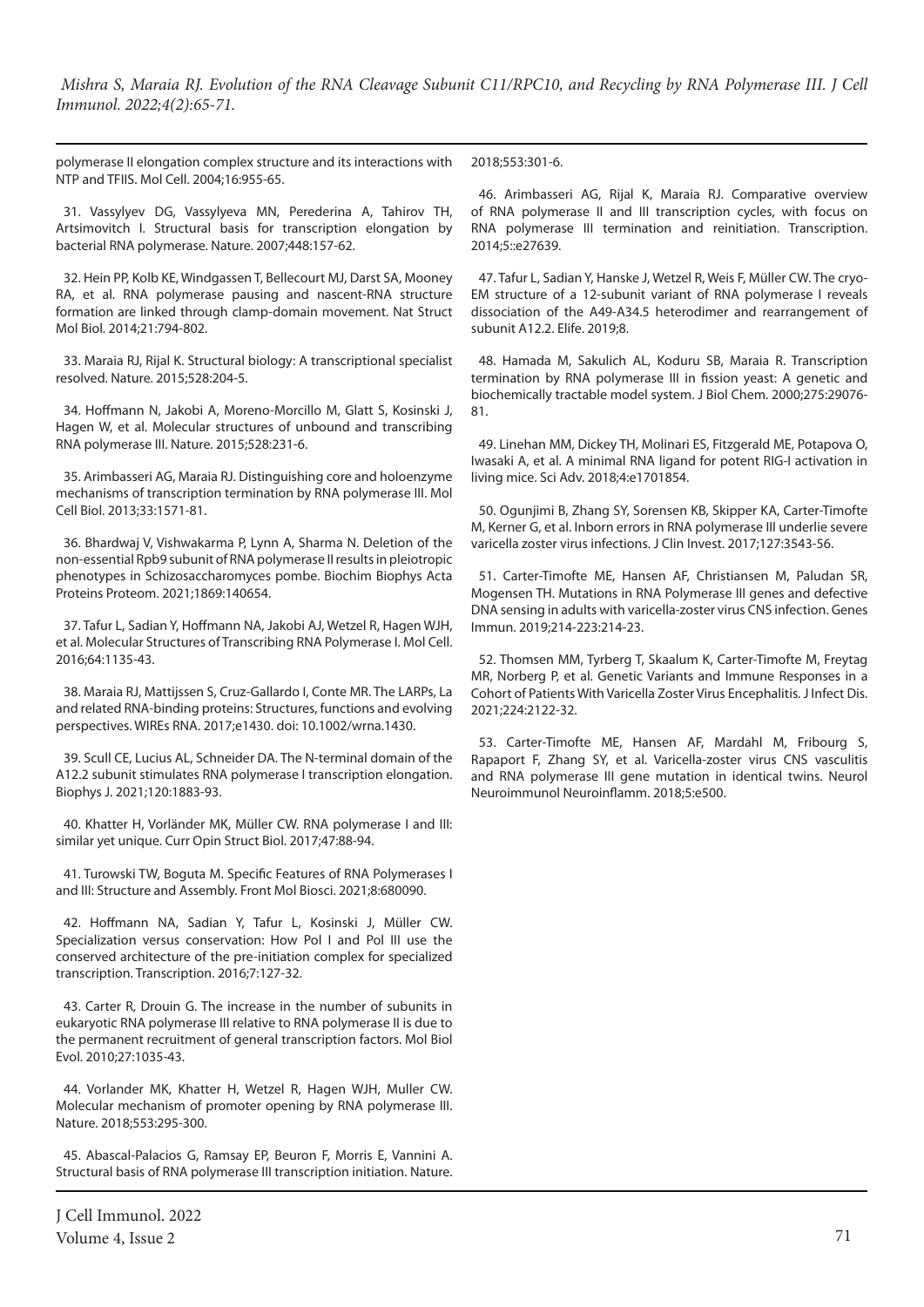polymerase II elongation complex structure and its interactions with NTP and TFIIS. Mol Cell. 2004;16:955-65.

31. Vassylyev DG, Vassylyeva MN, Perederina A, Tahirov TH, Artsimovitch I. Structural basis for transcription elongation by bacterial RNA polymerase. Nature. 2007;448:157-62.

32. Hein PP, Kolb KE, Windgassen T, Bellecourt MJ, Darst SA, Mooney RA, et al. RNA polymerase pausing and nascent-RNA structure formation are linked through clamp-domain movement. Nat Struct Mol Biol. 2014;21:794-802.

33. Maraia RJ, Rijal K. Structural biology: A transcriptional specialist resolved. Nature. 2015;528:204-5.

34. Hoffmann N, Jakobi A, Moreno-Morcillo M, Glatt S, Kosinski J, Hagen W, et al. Molecular structures of unbound and transcribing RNA polymerase III. Nature. 2015;528:231-6.

35. Arimbasseri AG, Maraia RJ. Distinguishing core and holoenzyme mechanisms of transcription termination by RNA polymerase III. Mol Cell Biol. 2013;33:1571-81.

36. Bhardwaj V, Vishwakarma P, Lynn A, Sharma N. Deletion of the non-essential Rpb9 subunit of RNA polymerase II results in pleiotropic phenotypes in Schizosaccharomyces pombe. Biochim Biophys Acta Proteins Proteom. 2021;1869:140654.

37. Tafur L, Sadian Y, Hoffmann NA, Jakobi AJ, Wetzel R, Hagen WJH, et al. Molecular Structures of Transcribing RNA Polymerase I. Mol Cell. 2016;64:1135-43.

38. Maraia RJ, Mattijssen S, Cruz-Gallardo I, Conte MR. The LARPs, La and related RNA-binding proteins: Structures, functions and evolving perspectives. WIREs RNA. 2017;e1430. doi: 10.1002/wrna.1430.

39. Scull CE, Lucius AL, Schneider DA. The N-terminal domain of the A12.2 subunit stimulates RNA polymerase I transcription elongation. Biophys J. 2021;120:1883-93.

40. Khatter H, Vorländer MK, Müller CW. RNA polymerase I and III: similar yet unique. Curr Opin Struct Biol. 2017;47:88-94.

41. Turowski TW, Boguta M. Specific Features of RNA Polymerases I and III: Structure and Assembly. Front Mol Biosci. 2021;8:680090.

42. Hoffmann NA, Sadian Y, Tafur L, Kosinski J, Müller CW. Specialization versus conservation: How Pol I and Pol III use the conserved architecture of the pre-initiation complex for specialized transcription. Transcription. 2016;7:127-32.

43. Carter R, Drouin G. The increase in the number of subunits in eukaryotic RNA polymerase III relative to RNA polymerase II is due to the permanent recruitment of general transcription factors. Mol Biol Evol. 2010;27:1035-43.

44. Vorlander MK, Khatter H, Wetzel R, Hagen WJH, Muller CW. Molecular mechanism of promoter opening by RNA polymerase III. Nature. 2018;553:295-300.

45. Abascal-Palacios G, Ramsay EP, Beuron F, Morris E, Vannini A. Structural basis of RNA polymerase III transcription initiation. Nature. 2018;553:301-6.

46. Arimbasseri AG, Rijal K, Maraia RJ. Comparative overview of RNA polymerase II and III transcription cycles, with focus on RNA polymerase III termination and reinitiation. Transcription. 2014;5::e27639.

47. Tafur L, Sadian Y, Hanske J, Wetzel R, Weis F, Müller CW. The cryo-EM structure of a 12-subunit variant of RNA polymerase I reveals dissociation of the A49-A34.5 heterodimer and rearrangement of subunit A12.2. Elife. 2019;8.

48. Hamada M, Sakulich AL, Koduru SB, Maraia R. Transcription termination by RNA polymerase III in fission yeast: A genetic and biochemically tractable model system. J Biol Chem. 2000;275:29076-81.

49. Linehan MM, Dickey TH, Molinari ES, Fitzgerald ME, Potapova O, Iwasaki A, et al. A minimal RNA ligand for potent RIG-I activation in living mice. Sci Adv. 2018;4:e1701854.

50. Ogunjimi B, Zhang SY, Sorensen KB, Skipper KA, Carter-Timofte M, Kerner G, et al. Inborn errors in RNA polymerase III underlie severe varicella zoster virus infections. J Clin Invest. 2017;127:3543-56.

51. Carter-Timofte ME, Hansen AF, Christiansen M, Paludan SR, Mogensen TH. Mutations in RNA Polymerase III genes and defective DNA sensing in adults with varicella-zoster virus CNS infection. Genes Immun. 2019;214-223:214-23.

52. Thomsen MM, Tyrberg T, Skaalum K, Carter-Timofte M, Freytag MR, Norberg P, et al. Genetic Variants and Immune Responses in a Cohort of Patients With Varicella Zoster Virus Encephalitis. J Infect Dis. 2021;224:2122-32.

53. Carter-Timofte ME, Hansen AF, Mardahl M, Fribourg S, Rapaport F, Zhang SY, et al. Varicella-zoster virus CNS vasculitis and RNA polymerase III gene mutation in identical twins. Neurol Neuroimmunol Neuroinflamm. 2018;5:e500.